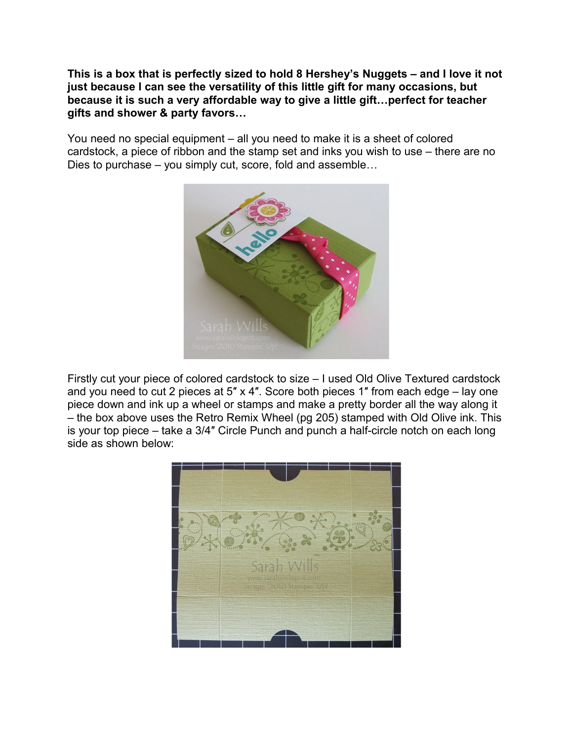**This is a box that is perfectly sized to hold 8 Hershey's Nuggets – and I love it not just because I can see the versatility of this little gift for many occasions, but because it is such a very affordable way to give a little gift…perfect for teacher gifts and shower & party favors…**

You need no special equipment – all you need to make it is a sheet of colored cardstock, a piece of ribbon and the stamp set and inks you wish to use – there are no Dies to purchase – you simply cut, score, fold and assemble…

Firstly cut your piece of colored cardstock to size – I used Old Olive Textured cardstock and you need to cut 2 pieces at 5″ x 4″. Score both pieces 1″ from each edge – lay one piece down and ink up a wheel or stamps and make a pretty border all the way along it – the box above uses the Retro Remix Wheel (pg 205) stamped with Old Olive ink. This is your top piece – take a 3/4″ Circle Punch and punch a half-circle notch on each long side as shown below: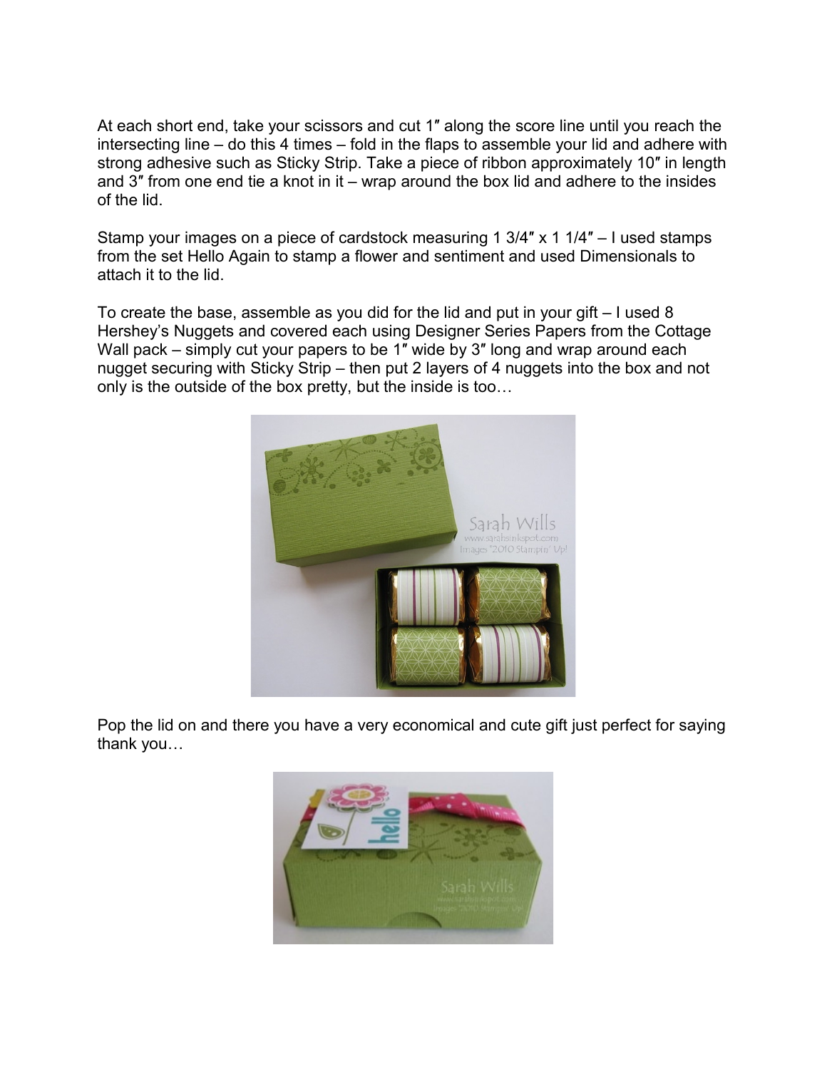At each short end, take your scissors and cut 1″ along the score line until you reach the intersecting line – do this 4 times – fold in the flaps to assemble your lid and adhere with strong adhesive such as Sticky Strip. Take a piece of ribbon approximately 10″ in length and 3″ from one end tie a knot in it – wrap around the box lid and adhere to the insides of the lid.

Stamp your images on a piece of cardstock measuring 1 3/4″ x 1 1/4″ – I used stamps from the set Hello Again to stamp a flower and sentiment and used Dimensionals to attach it to the lid.

To create the base, assemble as you did for the lid and put in your gift – I used 8 Hershey's Nuggets and covered each using Designer Series Papers from the Cottage Wall pack – simply cut your papers to be 1″ wide by 3″ long and wrap around each nugget securing with Sticky Strip – then put 2 layers of 4 nuggets into the box and not only is the outside of the box pretty, but the inside is too…

Pop the lid on and there you have a very economical and cute gift just perfect for saying thank you…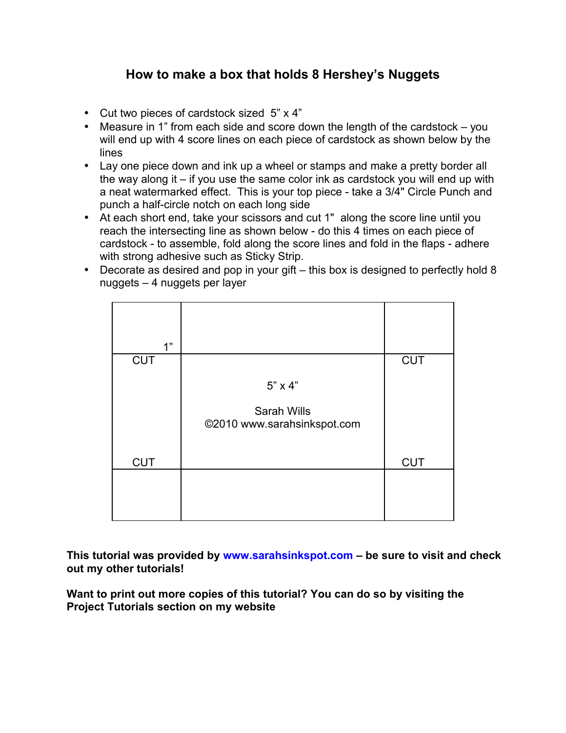## How to make a box that holds 8 Hershey's Nuggets

- Cut two pieces of cardstock sized 5" x 4"
- Measure in 1" from each side and score down the length of the cardstock – you will end up with 4 score lines on each piece of cardstock as shown below by the lines
- Lay one piece down and ink up a wheel or stamps and make a pretty border all the way along it – if you use the same color ink as cardstock you will end up with a neat watermarked effect. This is your top piece - take a 3/4" Circle Punch and punch a half-circle notch on each long side
- At each short end, take your scissors and cut 1" along the score line until you reach the intersecting line as shown below - do this 4 times on each piece of cardstock - to assemble, fold along the score lines and fold in the flaps - adhere with strong adhesive such as Sticky Strip.
- Decorate as desired and pop in your gift – this box is designed to perfectly hold 8 nuggets – 4 nuggets per layer

1"

CUT

CUT

5" x 4"

Sarah Wills
©2010 www.sarahsinkspot.com

CUT

CUT

**This tutorial was provided by www.sarahsinkspot.com – be sure to visit and check out my other tutorials!**

**Want to print out more copies of this tutorial? You can do so by visiting the Project Tutorials section on my website**